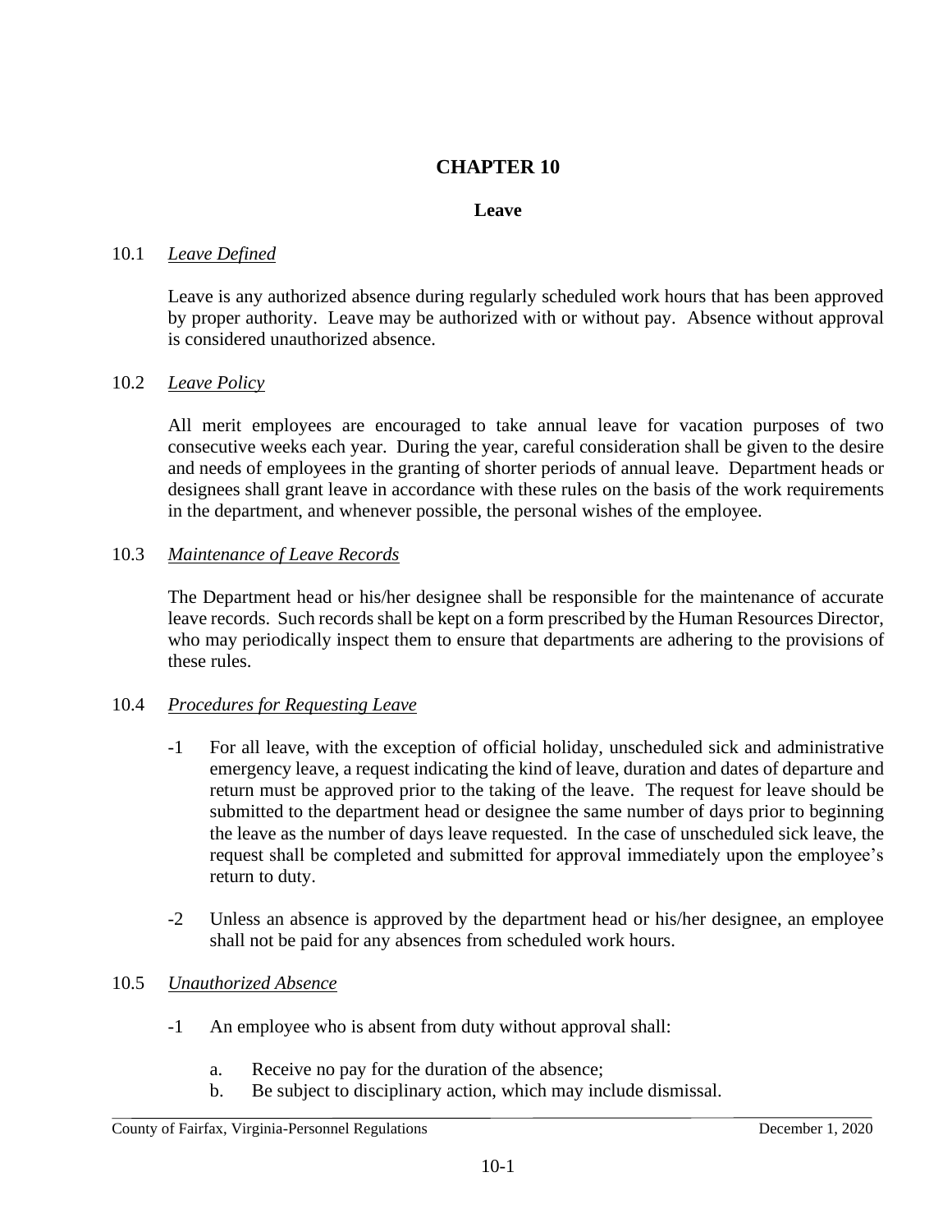# CHAPTER 10

## Leave

### 10.1 *Leave Defined*

Leave is any authorized absence during regularly scheduled work hours that has been approved by proper authority. Leave may be authorized with or without pay. Absence without approval is considered unauthorized absence.

### 10.2 *Leave Policy*

All merit employees are encouraged to take annual leave for vacation purposes of two consecutive weeks each year. During the year, careful consideration shall be given to the desire and needs of employees in the granting of shorter periods of annual leave. Department heads or designees shall grant leave in accordance with these rules on the basis of the work requirements in the department, and whenever possible, the personal wishes of the employee.

### 10.3 *Maintenance of Leave Records*

The Department head or his/her designee shall be responsible for the maintenance of accurate leave records. Such records shall be kept on a form prescribed by the Human Resources Director, who may periodically inspect them to ensure that departments are adhering to the provisions of these rules.

### 10.4 *Procedures for Requesting Leave*

-1 For all leave, with the exception of official holiday, unscheduled sick and administrative emergency leave, a request indicating the kind of leave, duration and dates of departure and return must be approved prior to the taking of the leave. The request for leave should be submitted to the department head or designee the same number of days prior to beginning the leave as the number of days leave requested. In the case of unscheduled sick leave, the request shall be completed and submitted for approval immediately upon the employee's return to duty.

-2 Unless an absence is approved by the department head or his/her designee, an employee shall not be paid for any absences from scheduled work hours.

### 10.5 *Unauthorized Absence*

-1 An employee who is absent from duty without approval shall:

a. Receive no pay for the duration of the absence;
b. Be subject to disciplinary action, which may include dismissal.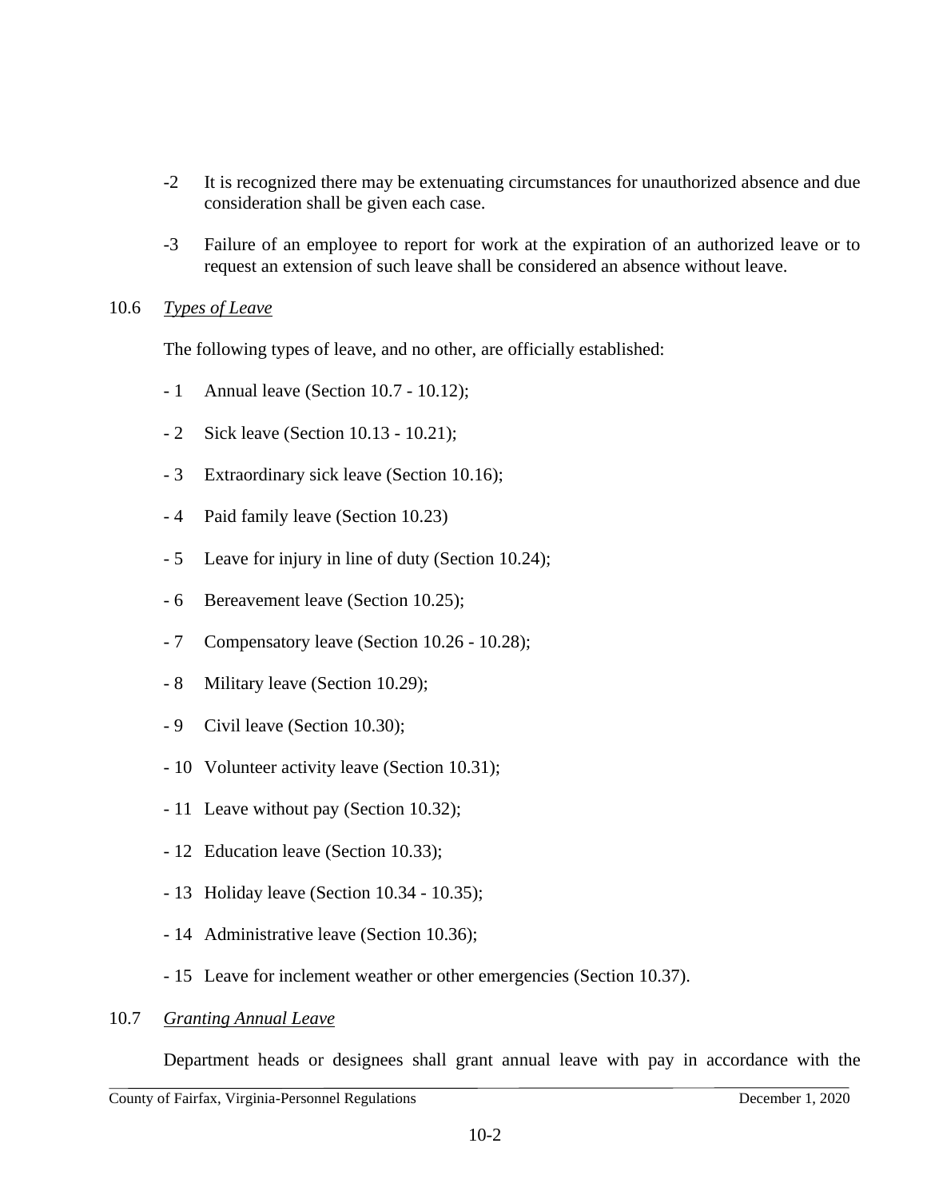-2 It is recognized there may be extenuating circumstances for unauthorized absence and due consideration shall be given each case.

-3 Failure of an employee to report for work at the expiration of an authorized leave or to request an extension of such leave shall be considered an absence without leave.

10.6 *Types of Leave*

The following types of leave, and no other, are officially established:

- 1 Annual leave (Section 10.7 - 10.12);

- 2 Sick leave (Section 10.13 - 10.21);

- 3 Extraordinary sick leave (Section 10.16);

- 4 Paid family leave (Section 10.23)

- 5 Leave for injury in line of duty (Section 10.24);

- 6 Bereavement leave (Section 10.25);

- 7 Compensatory leave (Section 10.26 - 10.28);

- 8 Military leave (Section 10.29);

- 9 Civil leave (Section 10.30);

- 10 Volunteer activity leave (Section 10.31);

- 11 Leave without pay (Section 10.32);

- 12 Education leave (Section 10.33);

- 13 Holiday leave (Section 10.34 - 10.35);

- 14 Administrative leave (Section 10.36);

- 15 Leave for inclement weather or other emergencies (Section 10.37).

10.7 *Granting Annual Leave*

Department heads or designees shall grant annual leave with pay in accordance with the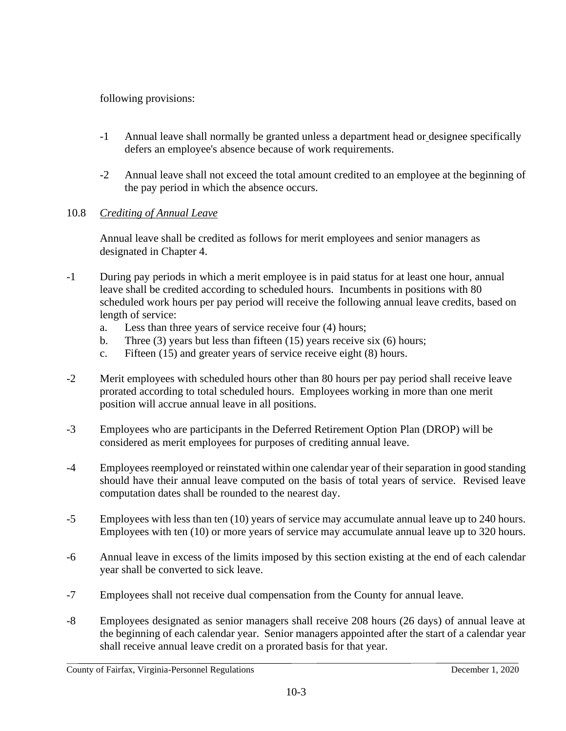following provisions:

-1 Annual leave shall normally be granted unless a department head or designee specifically defers an employee's absence because of work requirements.

-2 Annual leave shall not exceed the total amount credited to an employee at the beginning of the pay period in which the absence occurs.

10.8 *Crediting of Annual Leave*

Annual leave shall be credited as follows for merit employees and senior managers as designated in Chapter 4.

-1 During pay periods in which a merit employee is in paid status for at least one hour, annual leave shall be credited according to scheduled hours. Incumbents in positions with 80 scheduled work hours per pay period will receive the following annual leave credits, based on length of service:
   a. Less than three years of service receive four (4) hours;
   b. Three (3) years but less than fifteen (15) years receive six (6) hours;
   c. Fifteen (15) and greater years of service receive eight (8) hours.

-2 Merit employees with scheduled hours other than 80 hours per pay period shall receive leave prorated according to total scheduled hours. Employees working in more than one merit position will accrue annual leave in all positions.

-3 Employees who are participants in the Deferred Retirement Option Plan (DROP) will be considered as merit employees for purposes of crediting annual leave.

-4 Employees reemployed or reinstated within one calendar year of their separation in good standing should have their annual leave computed on the basis of total years of service. Revised leave computation dates shall be rounded to the nearest day.

-5 Employees with less than ten (10) years of service may accumulate annual leave up to 240 hours. Employees with ten (10) or more years of service may accumulate annual leave up to 320 hours.

-6 Annual leave in excess of the limits imposed by this section existing at the end of each calendar year shall be converted to sick leave.

-7 Employees shall not receive dual compensation from the County for annual leave.

-8 Employees designated as senior managers shall receive 208 hours (26 days) of annual leave at the beginning of each calendar year. Senior managers appointed after the start of a calendar year shall receive annual leave credit on a prorated basis for that year.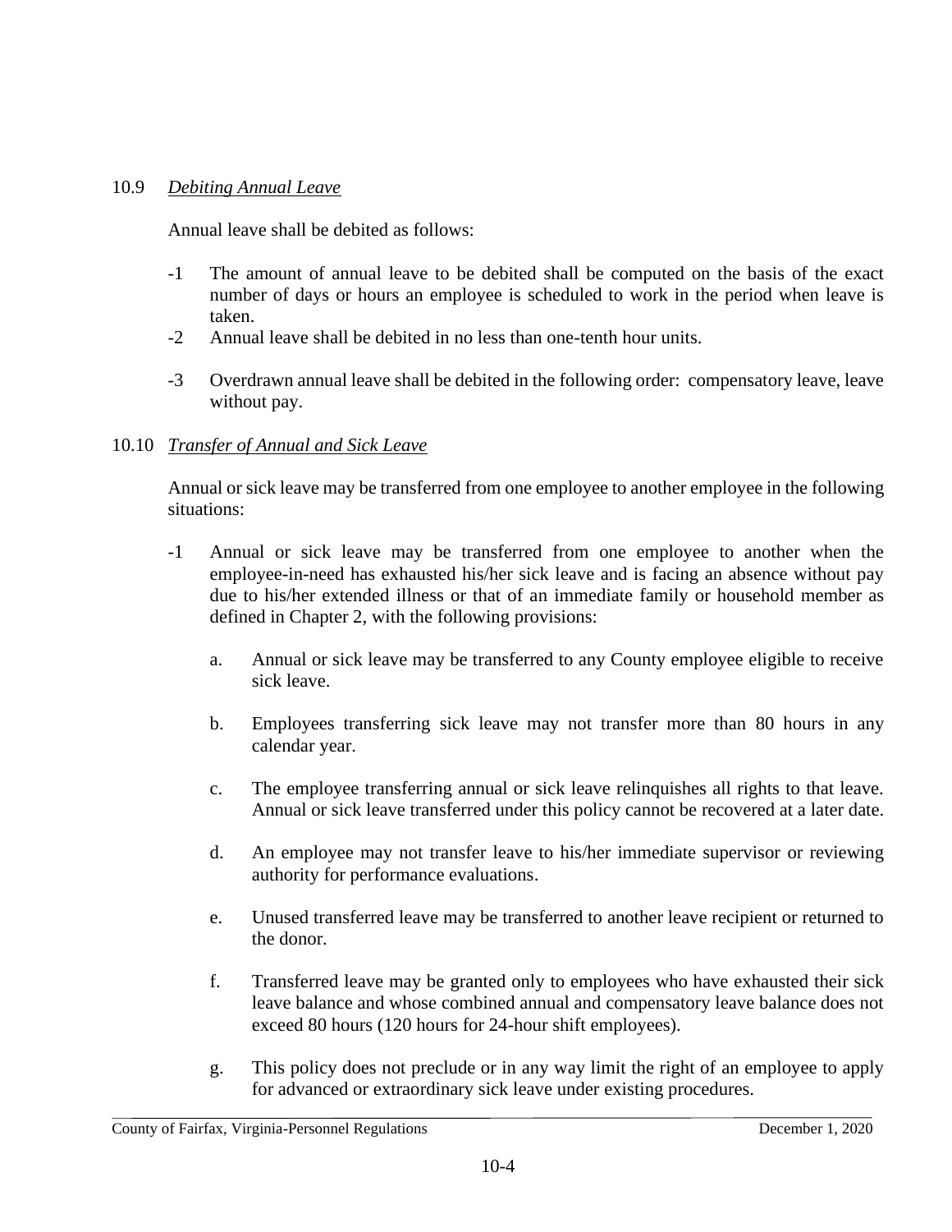10.9 *Debiting Annual Leave*

Annual leave shall be debited as follows:

-1 The amount of annual leave to be debited shall be computed on the basis of the exact number of days or hours an employee is scheduled to work in the period when leave is taken.

-2 Annual leave shall be debited in no less than one-tenth hour units.

-3 Overdrawn annual leave shall be debited in the following order: compensatory leave, leave without pay.

10.10 *Transfer of Annual and Sick Leave*

Annual or sick leave may be transferred from one employee to another employee in the following situations:

-1 Annual or sick leave may be transferred from one employee to another when the employee-in-need has exhausted his/her sick leave and is facing an absence without pay due to his/her extended illness or that of an immediate family or household member as defined in Chapter 2, with the following provisions:

   a. Annual or sick leave may be transferred to any County employee eligible to receive sick leave.

   b. Employees transferring sick leave may not transfer more than 80 hours in any calendar year.

   c. The employee transferring annual or sick leave relinquishes all rights to that leave. Annual or sick leave transferred under this policy cannot be recovered at a later date.

   d. An employee may not transfer leave to his/her immediate supervisor or reviewing authority for performance evaluations.

   e. Unused transferred leave may be transferred to another leave recipient or returned to the donor.

   f. Transferred leave may be granted only to employees who have exhausted their sick leave balance and whose combined annual and compensatory leave balance does not exceed 80 hours (120 hours for 24-hour shift employees).

   g. This policy does not preclude or in any way limit the right of an employee to apply for advanced or extraordinary sick leave under existing procedures.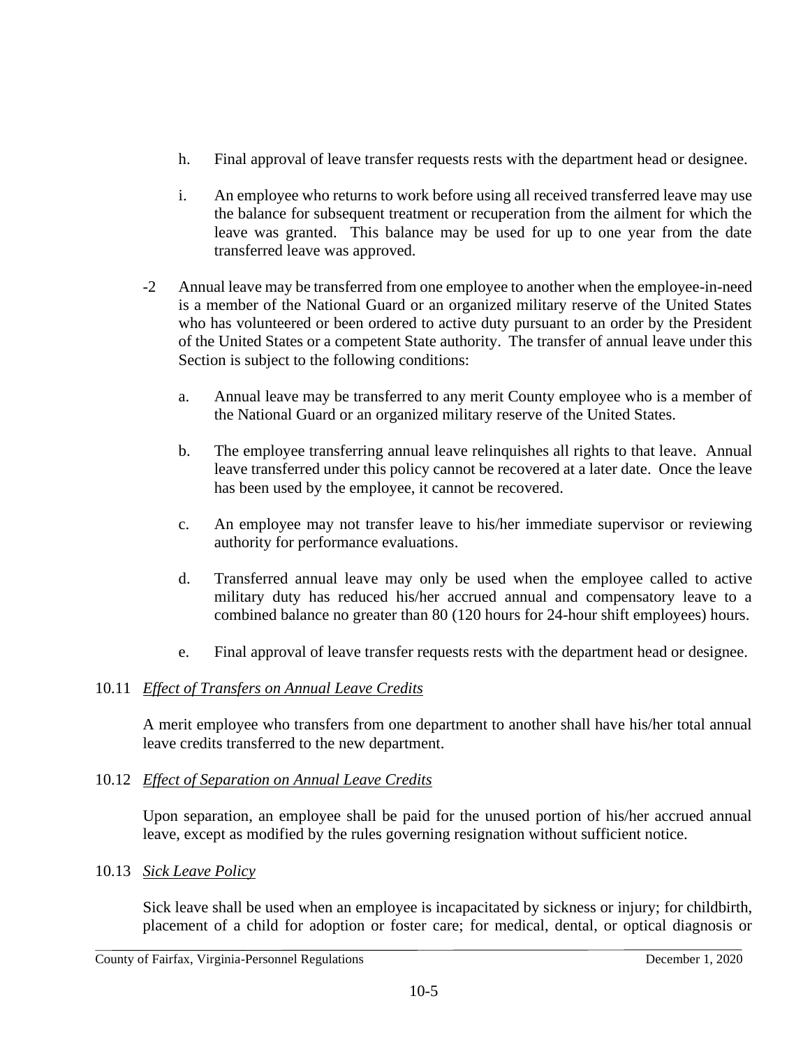h. Final approval of leave transfer requests rests with the department head or designee.

i. An employee who returns to work before using all received transferred leave may use the balance for subsequent treatment or recuperation from the ailment for which the leave was granted. This balance may be used for up to one year from the date transferred leave was approved.

-2 Annual leave may be transferred from one employee to another when the employee-in-need is a member of the National Guard or an organized military reserve of the United States who has volunteered or been ordered to active duty pursuant to an order by the President of the United States or a competent State authority. The transfer of annual leave under this Section is subject to the following conditions:

a. Annual leave may be transferred to any merit County employee who is a member of the National Guard or an organized military reserve of the United States.

b. The employee transferring annual leave relinquishes all rights to that leave. Annual leave transferred under this policy cannot be recovered at a later date. Once the leave has been used by the employee, it cannot be recovered.

c. An employee may not transfer leave to his/her immediate supervisor or reviewing authority for performance evaluations.

d. Transferred annual leave may only be used when the employee called to active military duty has reduced his/her accrued annual and compensatory leave to a combined balance no greater than 80 (120 hours for 24-hour shift employees) hours.

e. Final approval of leave transfer requests rests with the department head or designee.

10.11 *Effect of Transfers on Annual Leave Credits*

A merit employee who transfers from one department to another shall have his/her total annual leave credits transferred to the new department.

10.12 *Effect of Separation on Annual Leave Credits*

Upon separation, an employee shall be paid for the unused portion of his/her accrued annual leave, except as modified by the rules governing resignation without sufficient notice.

10.13 *Sick Leave Policy*

Sick leave shall be used when an employee is incapacitated by sickness or injury; for childbirth, placement of a child for adoption or foster care; for medical, dental, or optical diagnosis or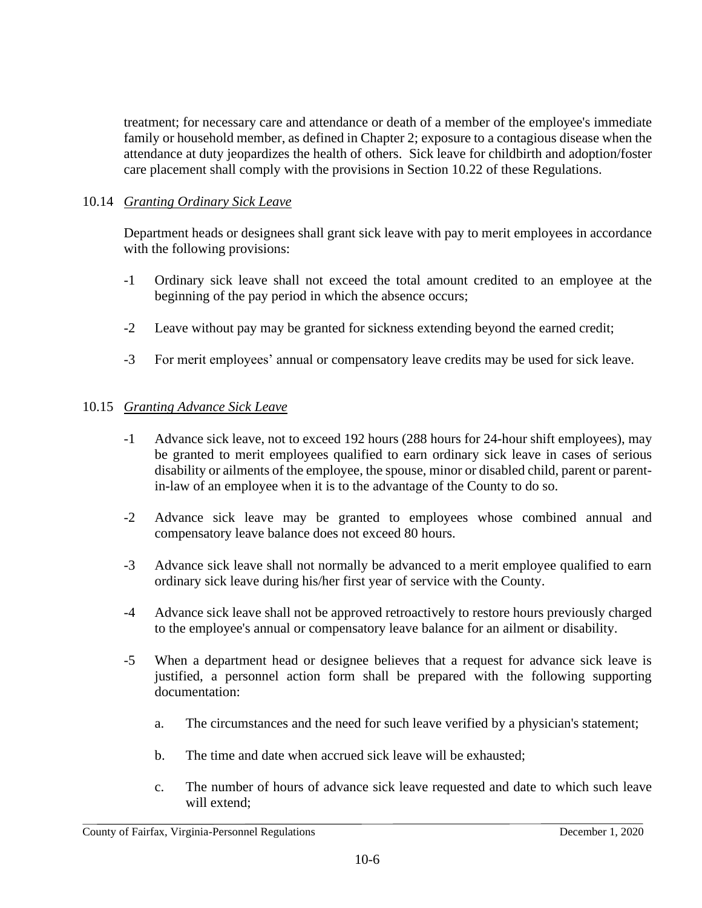treatment; for necessary care and attendance or death of a member of the employee's immediate family or household member, as defined in Chapter 2; exposure to a contagious disease when the attendance at duty jeopardizes the health of others. Sick leave for childbirth and adoption/foster care placement shall comply with the provisions in Section 10.22 of these Regulations.

10.14 *Granting Ordinary Sick Leave*

Department heads or designees shall grant sick leave with pay to merit employees in accordance with the following provisions:

-1 Ordinary sick leave shall not exceed the total amount credited to an employee at the beginning of the pay period in which the absence occurs;

-2 Leave without pay may be granted for sickness extending beyond the earned credit;

-3 For merit employees' annual or compensatory leave credits may be used for sick leave.

10.15 *Granting Advance Sick Leave*

-1 Advance sick leave, not to exceed 192 hours (288 hours for 24-hour shift employees), may be granted to merit employees qualified to earn ordinary sick leave in cases of serious disability or ailments of the employee, the spouse, minor or disabled child, parent or parent-in-law of an employee when it is to the advantage of the County to do so.

-2 Advance sick leave may be granted to employees whose combined annual and compensatory leave balance does not exceed 80 hours.

-3 Advance sick leave shall not normally be advanced to a merit employee qualified to earn ordinary sick leave during his/her first year of service with the County.

-4 Advance sick leave shall not be approved retroactively to restore hours previously charged to the employee's annual or compensatory leave balance for an ailment or disability.

-5 When a department head or designee believes that a request for advance sick leave is justified, a personnel action form shall be prepared with the following supporting documentation:

a. The circumstances and the need for such leave verified by a physician's statement;

b. The time and date when accrued sick leave will be exhausted;

c. The number of hours of advance sick leave requested and date to which such leave will extend;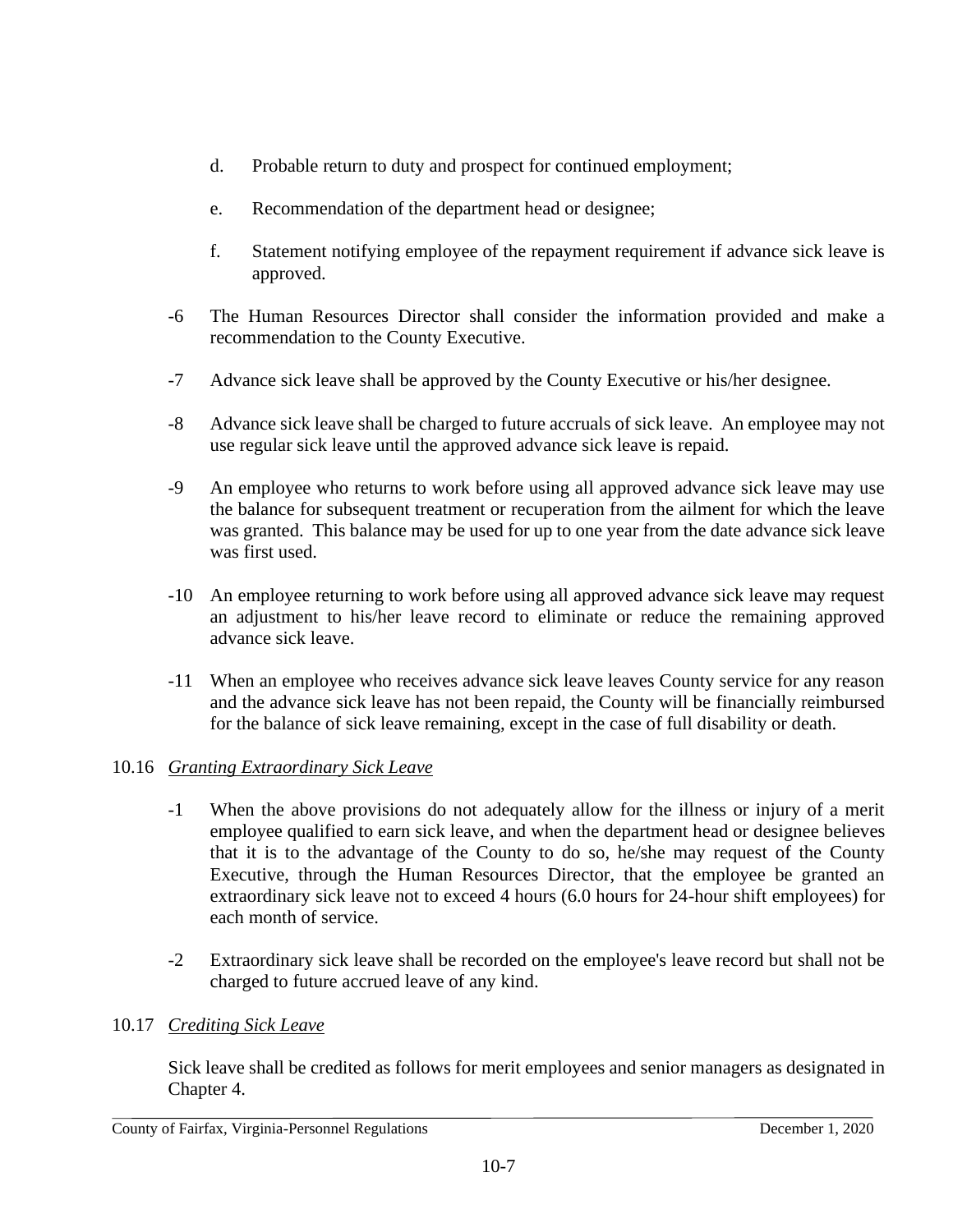d. Probable return to duty and prospect for continued employment;

e. Recommendation of the department head or designee;

f. Statement notifying employee of the repayment requirement if advance sick leave is approved.

-6 The Human Resources Director shall consider the information provided and make a recommendation to the County Executive.

-7 Advance sick leave shall be approved by the County Executive or his/her designee.

-8 Advance sick leave shall be charged to future accruals of sick leave. An employee may not use regular sick leave until the approved advance sick leave is repaid.

-9 An employee who returns to work before using all approved advance sick leave may use the balance for subsequent treatment or recuperation from the ailment for which the leave was granted. This balance may be used for up to one year from the date advance sick leave was first used.

-10 An employee returning to work before using all approved advance sick leave may request an adjustment to his/her leave record to eliminate or reduce the remaining approved advance sick leave.

-11 When an employee who receives advance sick leave leaves County service for any reason and the advance sick leave has not been repaid, the County will be financially reimbursed for the balance of sick leave remaining, except in the case of full disability or death.

## 10.16 *Granting Extraordinary Sick Leave*

-1 When the above provisions do not adequately allow for the illness or injury of a merit employee qualified to earn sick leave, and when the department head or designee believes that it is to the advantage of the County to do so, he/she may request of the County Executive, through the Human Resources Director, that the employee be granted an extraordinary sick leave not to exceed 4 hours (6.0 hours for 24-hour shift employees) for each month of service.

-2 Extraordinary sick leave shall be recorded on the employee's leave record but shall not be charged to future accrued leave of any kind.

## 10.17 *Crediting Sick Leave*

Sick leave shall be credited as follows for merit employees and senior managers as designated in Chapter 4.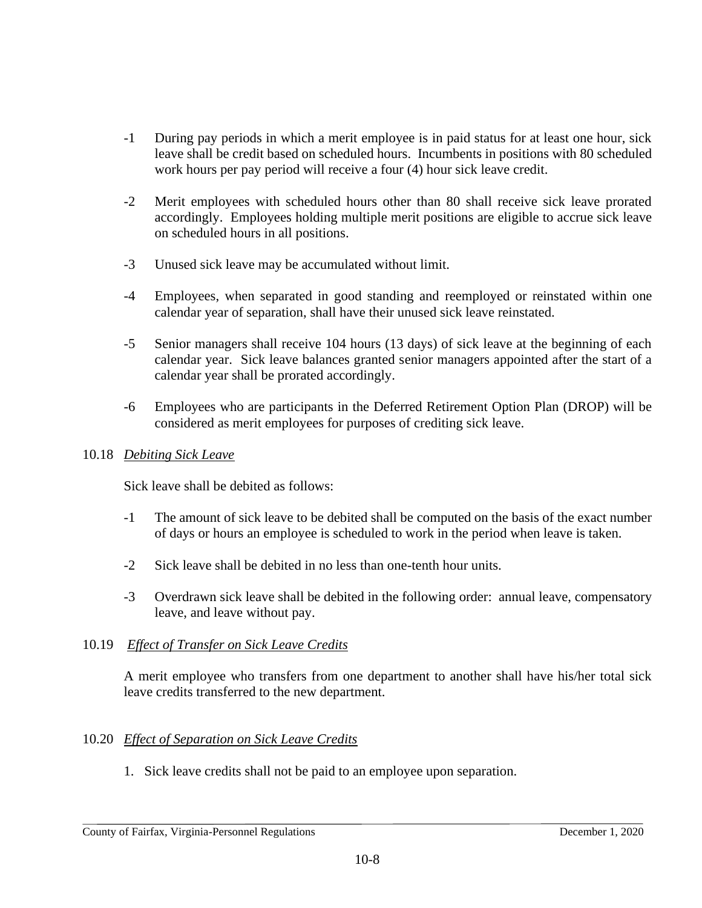-1 During pay periods in which a merit employee is in paid status for at least one hour, sick leave shall be credit based on scheduled hours. Incumbents in positions with 80 scheduled work hours per pay period will receive a four (4) hour sick leave credit.

-2 Merit employees with scheduled hours other than 80 shall receive sick leave prorated accordingly. Employees holding multiple merit positions are eligible to accrue sick leave on scheduled hours in all positions.

-3 Unused sick leave may be accumulated without limit.

-4 Employees, when separated in good standing and reemployed or reinstated within one calendar year of separation, shall have their unused sick leave reinstated.

-5 Senior managers shall receive 104 hours (13 days) of sick leave at the beginning of each calendar year. Sick leave balances granted senior managers appointed after the start of a calendar year shall be prorated accordingly.

-6 Employees who are participants in the Deferred Retirement Option Plan (DROP) will be considered as merit employees for purposes of crediting sick leave.

10.18 *Debiting Sick Leave*

Sick leave shall be debited as follows:

-1 The amount of sick leave to be debited shall be computed on the basis of the exact number of days or hours an employee is scheduled to work in the period when leave is taken.

-2 Sick leave shall be debited in no less than one-tenth hour units.

-3 Overdrawn sick leave shall be debited in the following order: annual leave, compensatory leave, and leave without pay.

10.19 *Effect of Transfer on Sick Leave Credits*

A merit employee who transfers from one department to another shall have his/her total sick leave credits transferred to the new department.

10.20 *Effect of Separation on Sick Leave Credits*

1. Sick leave credits shall not be paid to an employee upon separation.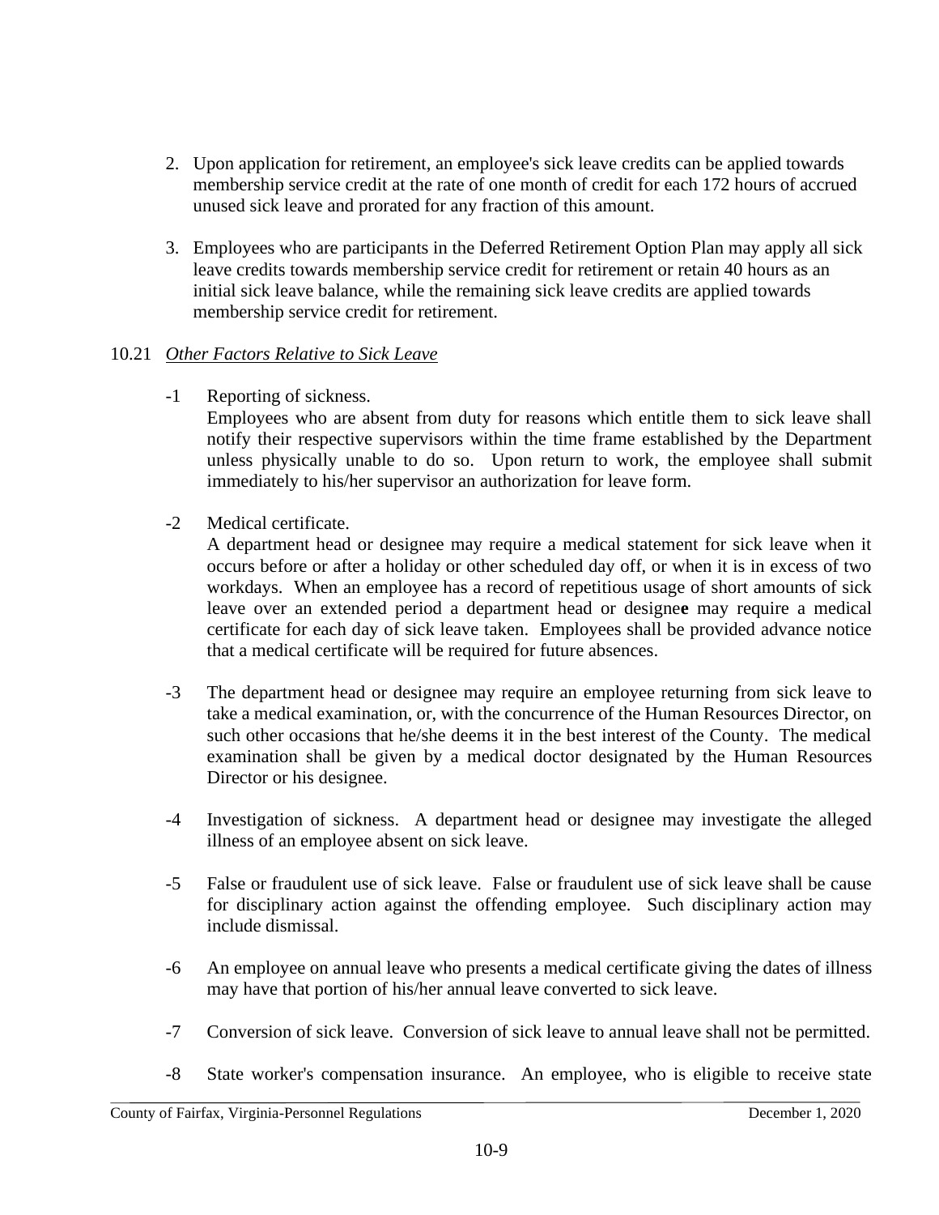2. Upon application for retirement, an employee's sick leave credits can be applied towards membership service credit at the rate of one month of credit for each 172 hours of accrued unused sick leave and prorated for any fraction of this amount.

3. Employees who are participants in the Deferred Retirement Option Plan may apply all sick leave credits towards membership service credit for retirement or retain 40 hours as an initial sick leave balance, while the remaining sick leave credits are applied towards membership service credit for retirement.

10.21 *Other Factors Relative to Sick Leave*

-1 Reporting of sickness.
Employees who are absent from duty for reasons which entitle them to sick leave shall notify their respective supervisors within the time frame established by the Department unless physically unable to do so. Upon return to work, the employee shall submit immediately to his/her supervisor an authorization for leave form.

-2 Medical certificate.
A department head or designee may require a medical statement for sick leave when it occurs before or after a holiday or other scheduled day off, or when it is in excess of two workdays. When an employee has a record of repetitious usage of short amounts of sick leave over an extended period a department head or designee may require a medical certificate for each day of sick leave taken. Employees shall be provided advance notice that a medical certificate will be required for future absences.

-3 The department head or designee may require an employee returning from sick leave to take a medical examination, or, with the concurrence of the Human Resources Director, on such other occasions that he/she deems it in the best interest of the County. The medical examination shall be given by a medical doctor designated by the Human Resources Director or his designee.

-4 Investigation of sickness. A department head or designee may investigate the alleged illness of an employee absent on sick leave.

-5 False or fraudulent use of sick leave. False or fraudulent use of sick leave shall be cause for disciplinary action against the offending employee. Such disciplinary action may include dismissal.

-6 An employee on annual leave who presents a medical certificate giving the dates of illness may have that portion of his/her annual leave converted to sick leave.

-7 Conversion of sick leave. Conversion of sick leave to annual leave shall not be permitted.

-8 State worker's compensation insurance. An employee, who is eligible to receive state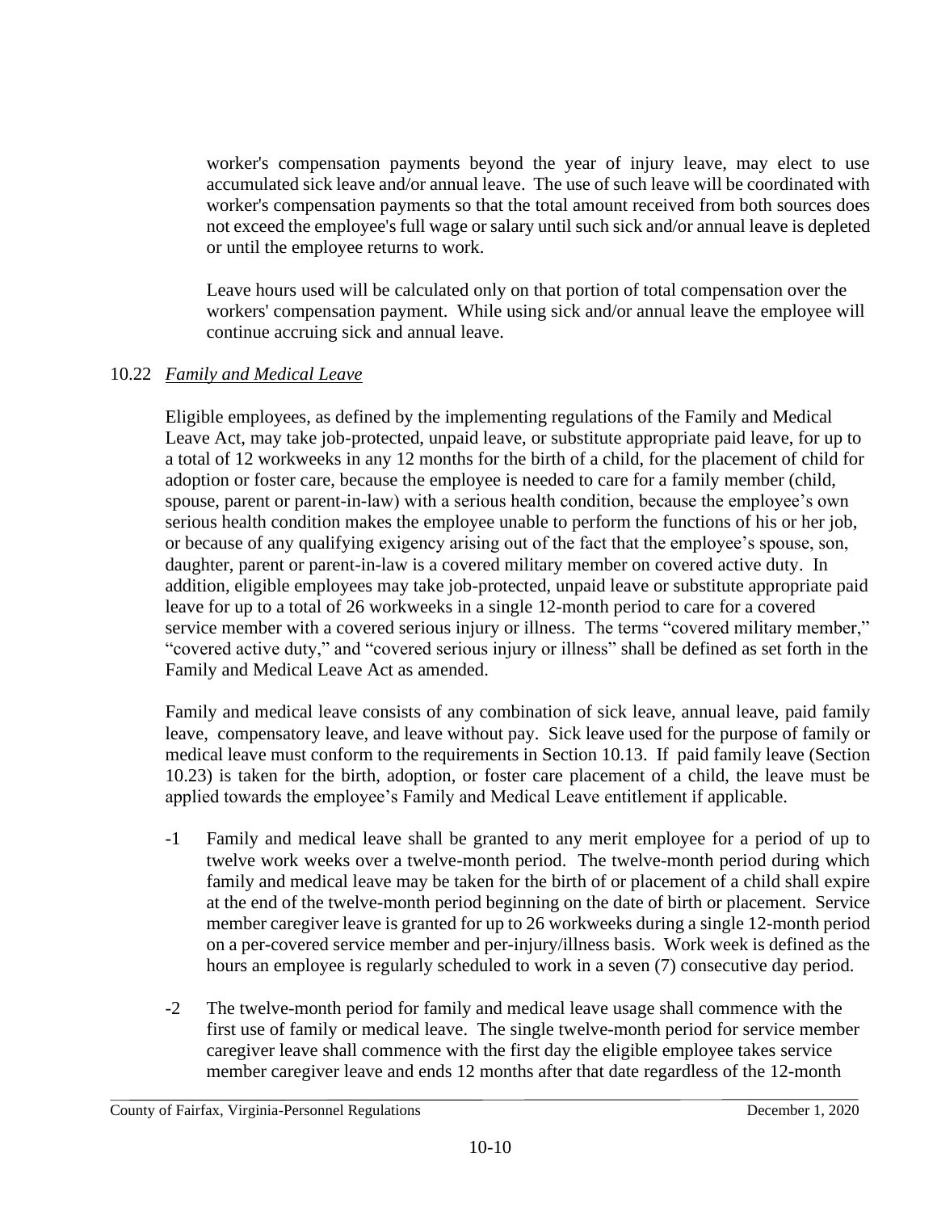worker's compensation payments beyond the year of injury leave, may elect to use accumulated sick leave and/or annual leave. The use of such leave will be coordinated with worker's compensation payments so that the total amount received from both sources does not exceed the employee's full wage or salary until such sick and/or annual leave is depleted or until the employee returns to work.

Leave hours used will be calculated only on that portion of total compensation over the workers' compensation payment. While using sick and/or annual leave the employee will continue accruing sick and annual leave.

10.22 *Family and Medical Leave*

Eligible employees, as defined by the implementing regulations of the Family and Medical Leave Act, may take job-protected, unpaid leave, or substitute appropriate paid leave, for up to a total of 12 workweeks in any 12 months for the birth of a child, for the placement of child for adoption or foster care, because the employee is needed to care for a family member (child, spouse, parent or parent-in-law) with a serious health condition, because the employee's own serious health condition makes the employee unable to perform the functions of his or her job, or because of any qualifying exigency arising out of the fact that the employee's spouse, son, daughter, parent or parent-in-law is a covered military member on covered active duty. In addition, eligible employees may take job-protected, unpaid leave or substitute appropriate paid leave for up to a total of 26 workweeks in a single 12-month period to care for a covered service member with a covered serious injury or illness. The terms "covered military member," "covered active duty," and "covered serious injury or illness" shall be defined as set forth in the Family and Medical Leave Act as amended.

Family and medical leave consists of any combination of sick leave, annual leave, paid family leave, compensatory leave, and leave without pay. Sick leave used for the purpose of family or medical leave must conform to the requirements in Section 10.13. If paid family leave (Section 10.23) is taken for the birth, adoption, or foster care placement of a child, the leave must be applied towards the employee's Family and Medical Leave entitlement if applicable.

-1 Family and medical leave shall be granted to any merit employee for a period of up to twelve work weeks over a twelve-month period. The twelve-month period during which family and medical leave may be taken for the birth of or placement of a child shall expire at the end of the twelve-month period beginning on the date of birth or placement. Service member caregiver leave is granted for up to 26 workweeks during a single 12-month period on a per-covered service member and per-injury/illness basis. Work week is defined as the hours an employee is regularly scheduled to work in a seven (7) consecutive day period.

-2 The twelve-month period for family and medical leave usage shall commence with the first use of family or medical leave. The single twelve-month period for service member caregiver leave shall commence with the first day the eligible employee takes service member caregiver leave and ends 12 months after that date regardless of the 12-month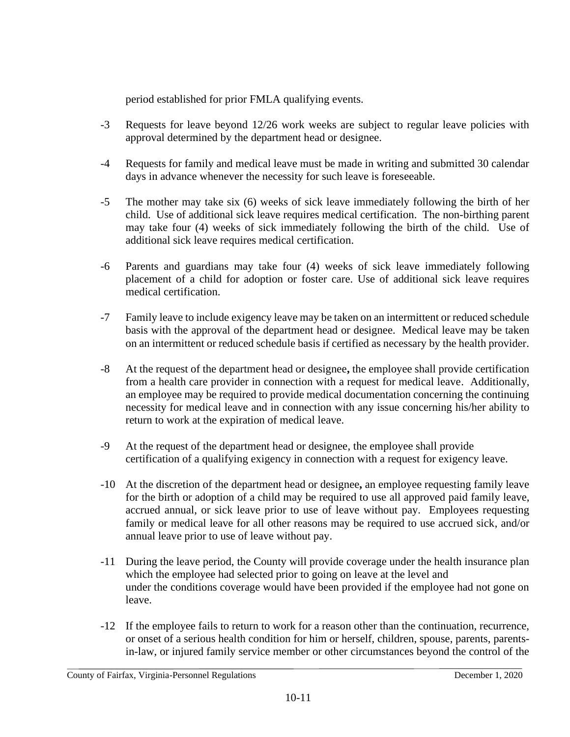period established for prior FMLA qualifying events.

-3 Requests for leave beyond 12/26 work weeks are subject to regular leave policies with approval determined by the department head or designee.

-4 Requests for family and medical leave must be made in writing and submitted 30 calendar days in advance whenever the necessity for such leave is foreseeable.

-5 The mother may take six (6) weeks of sick leave immediately following the birth of her child. Use of additional sick leave requires medical certification. The non-birthing parent may take four (4) weeks of sick immediately following the birth of the child. Use of additional sick leave requires medical certification.

-6 Parents and guardians may take four (4) weeks of sick leave immediately following placement of a child for adoption or foster care. Use of additional sick leave requires medical certification.

-7 Family leave to include exigency leave may be taken on an intermittent or reduced schedule basis with the approval of the department head or designee. Medical leave may be taken on an intermittent or reduced schedule basis if certified as necessary by the health provider.

-8 At the request of the department head or designee**,** the employee shall provide certification from a health care provider in connection with a request for medical leave. Additionally, an employee may be required to provide medical documentation concerning the continuing necessity for medical leave and in connection with any issue concerning his/her ability to return to work at the expiration of medical leave.

-9 At the request of the department head or designee, the employee shall provide certification of a qualifying exigency in connection with a request for exigency leave.

-10 At the discretion of the department head or designee**,** an employee requesting family leave for the birth or adoption of a child may be required to use all approved paid family leave, accrued annual, or sick leave prior to use of leave without pay. Employees requesting family or medical leave for all other reasons may be required to use accrued sick, and/or annual leave prior to use of leave without pay.

-11 During the leave period, the County will provide coverage under the health insurance plan which the employee had selected prior to going on leave at the level and under the conditions coverage would have been provided if the employee had not gone on leave.

-12 If the employee fails to return to work for a reason other than the continuation, recurrence, or onset of a serious health condition for him or herself, children, spouse, parents, parents-in-law, or injured family service member or other circumstances beyond the control of the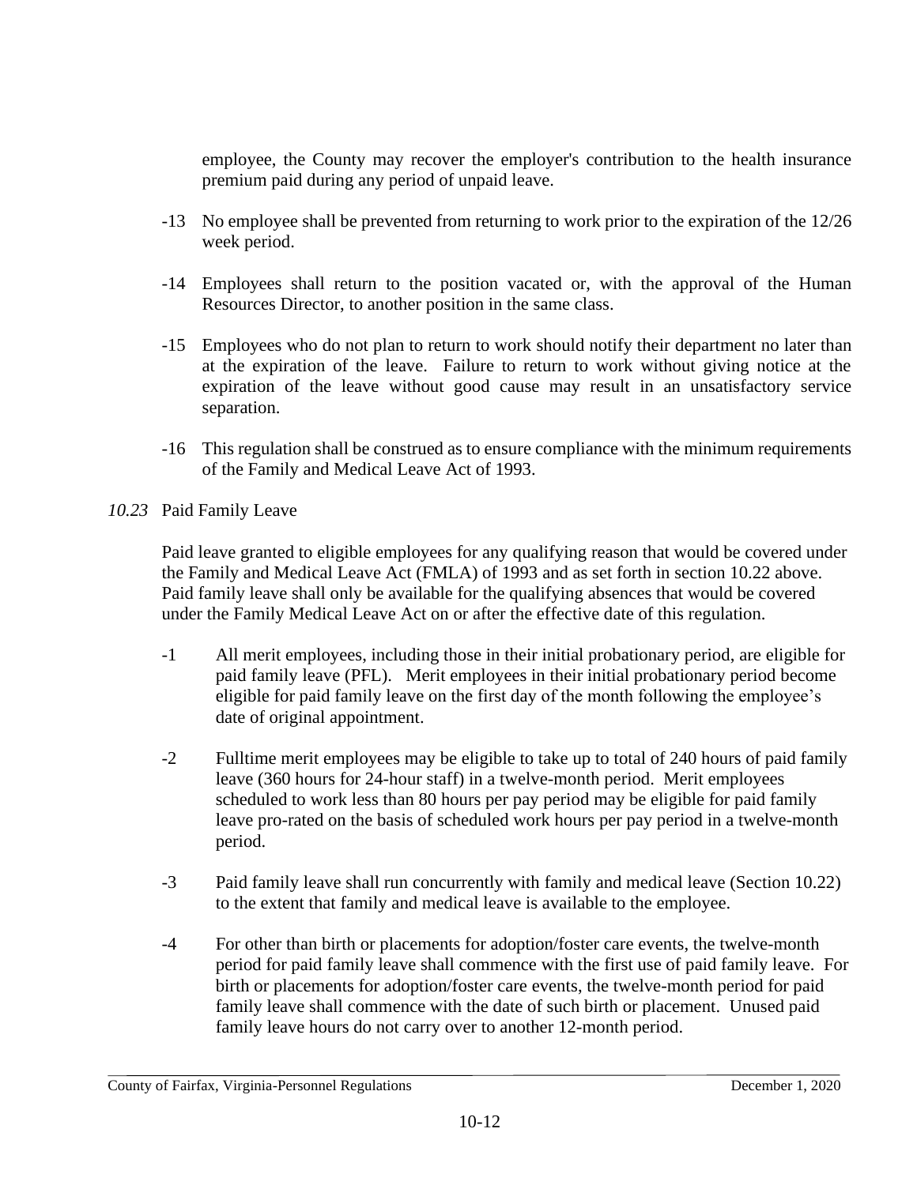employee, the County may recover the employer's contribution to the health insurance premium paid during any period of unpaid leave.

-13 No employee shall be prevented from returning to work prior to the expiration of the 12/26 week period.

-14 Employees shall return to the position vacated or, with the approval of the Human Resources Director, to another position in the same class.

-15 Employees who do not plan to return to work should notify their department no later than at the expiration of the leave. Failure to return to work without giving notice at the expiration of the leave without good cause may result in an unsatisfactory service separation.

-16 This regulation shall be construed as to ensure compliance with the minimum requirements of the Family and Medical Leave Act of 1993.

*10.23* Paid Family Leave

Paid leave granted to eligible employees for any qualifying reason that would be covered under the Family and Medical Leave Act (FMLA) of 1993 and as set forth in section 10.22 above. Paid family leave shall only be available for the qualifying absences that would be covered under the Family Medical Leave Act on or after the effective date of this regulation.

-1 All merit employees, including those in their initial probationary period, are eligible for paid family leave (PFL). Merit employees in their initial probationary period become eligible for paid family leave on the first day of the month following the employee's date of original appointment.

-2 Fulltime merit employees may be eligible to take up to total of 240 hours of paid family leave (360 hours for 24-hour staff) in a twelve-month period. Merit employees scheduled to work less than 80 hours per pay period may be eligible for paid family leave pro-rated on the basis of scheduled work hours per pay period in a twelve-month period.

-3 Paid family leave shall run concurrently with family and medical leave (Section 10.22) to the extent that family and medical leave is available to the employee.

-4 For other than birth or placements for adoption/foster care events, the twelve-month period for paid family leave shall commence with the first use of paid family leave. For birth or placements for adoption/foster care events, the twelve-month period for paid family leave shall commence with the date of such birth or placement. Unused paid family leave hours do not carry over to another 12-month period.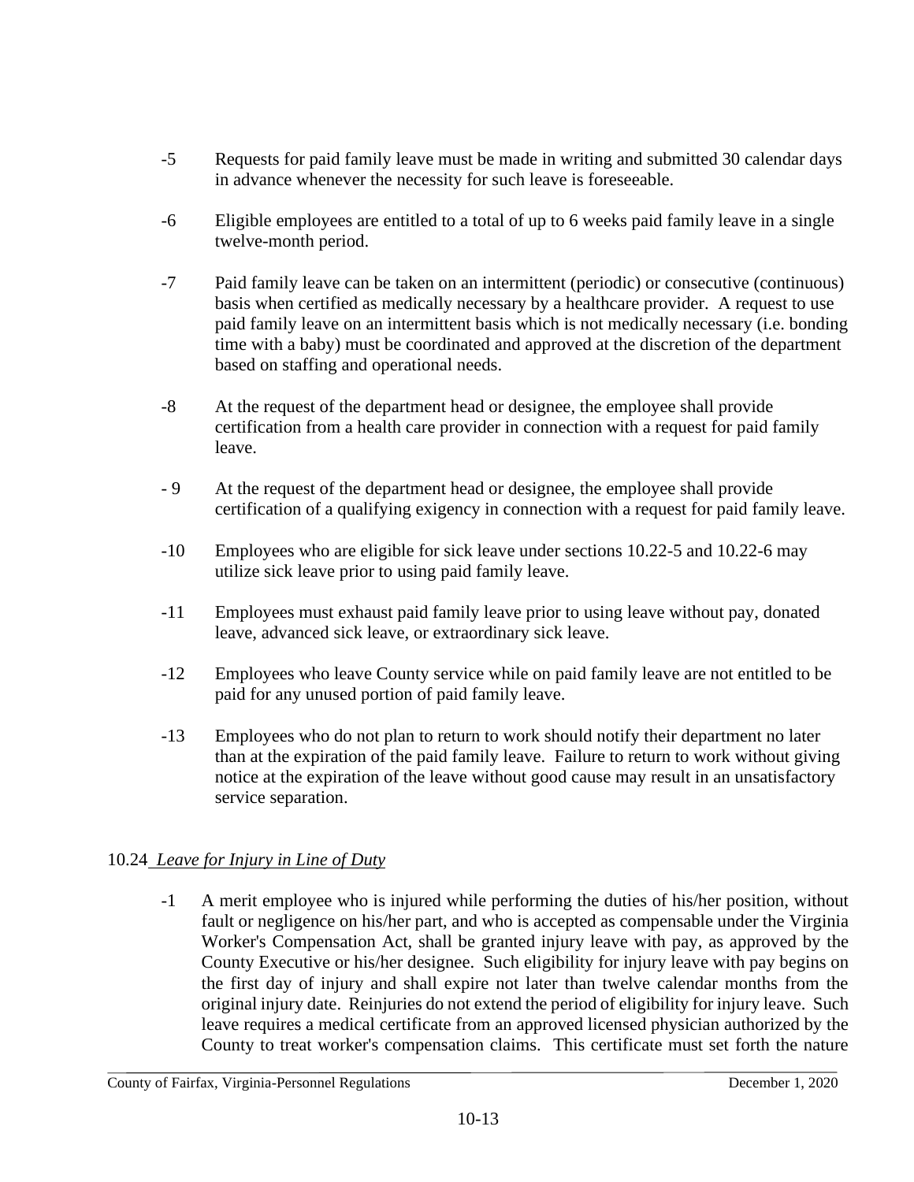-5 Requests for paid family leave must be made in writing and submitted 30 calendar days in advance whenever the necessity for such leave is foreseeable.

-6 Eligible employees are entitled to a total of up to 6 weeks paid family leave in a single twelve-month period.

-7 Paid family leave can be taken on an intermittent (periodic) or consecutive (continuous) basis when certified as medically necessary by a healthcare provider. A request to use paid family leave on an intermittent basis which is not medically necessary (i.e. bonding time with a baby) must be coordinated and approved at the discretion of the department based on staffing and operational needs.

-8 At the request of the department head or designee, the employee shall provide certification from a health care provider in connection with a request for paid family leave.

- 9 At the request of the department head or designee, the employee shall provide certification of a qualifying exigency in connection with a request for paid family leave.

-10 Employees who are eligible for sick leave under sections 10.22-5 and 10.22-6 may utilize sick leave prior to using paid family leave.

-11 Employees must exhaust paid family leave prior to using leave without pay, donated leave, advanced sick leave, or extraordinary sick leave.

-12 Employees who leave County service while on paid family leave are not entitled to be paid for any unused portion of paid family leave.

-13 Employees who do not plan to return to work should notify their department no later than at the expiration of the paid family leave. Failure to return to work without giving notice at the expiration of the leave without good cause may result in an unsatisfactory service separation.

## 10.24 *Leave for Injury in Line of Duty*

-1 A merit employee who is injured while performing the duties of his/her position, without fault or negligence on his/her part, and who is accepted as compensable under the Virginia Worker's Compensation Act, shall be granted injury leave with pay, as approved by the County Executive or his/her designee. Such eligibility for injury leave with pay begins on the first day of injury and shall expire not later than twelve calendar months from the original injury date. Reinjuries do not extend the period of eligibility for injury leave. Such leave requires a medical certificate from an approved licensed physician authorized by the County to treat worker's compensation claims. This certificate must set forth the nature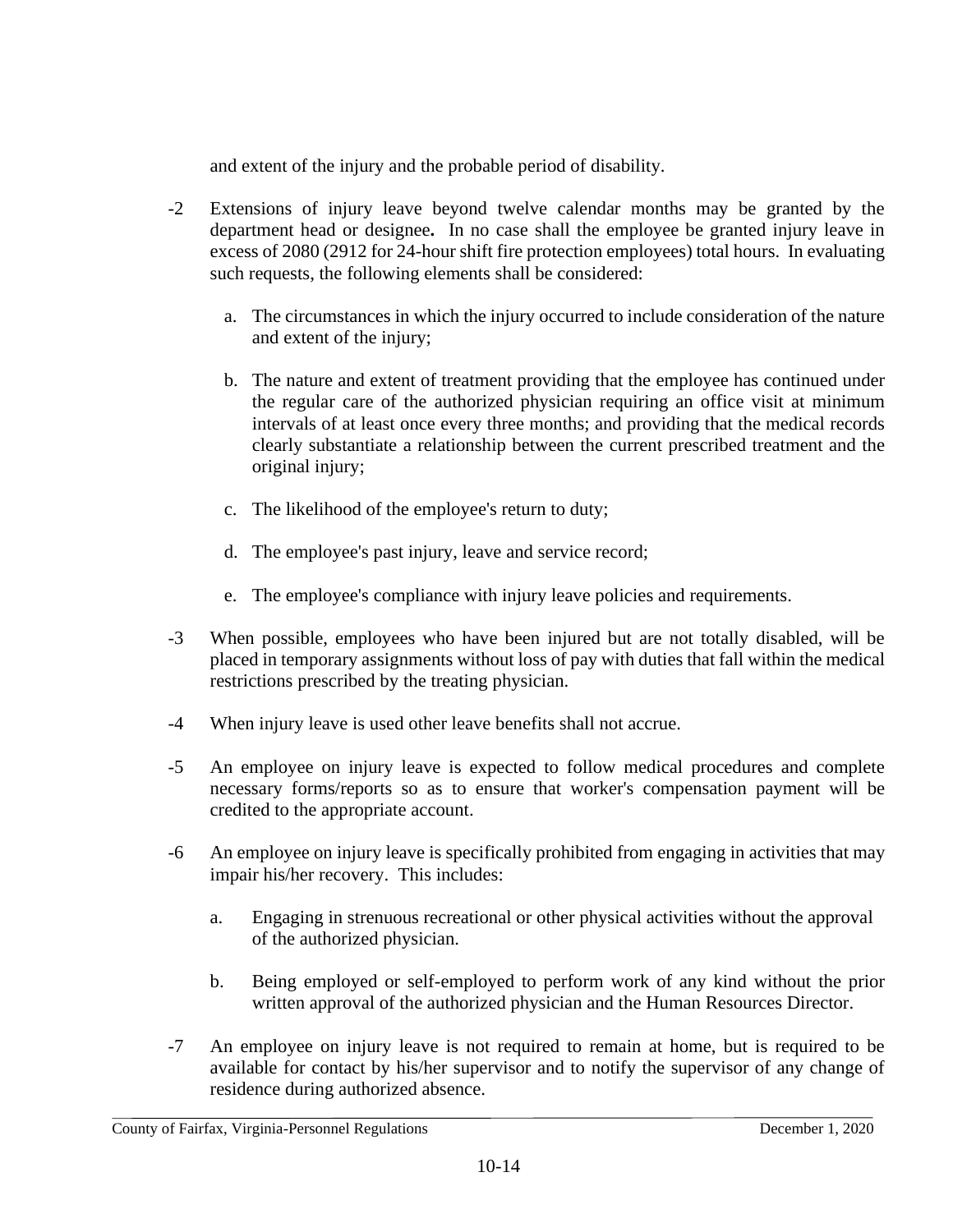and extent of the injury and the probable period of disability.

-2 Extensions of injury leave beyond twelve calendar months may be granted by the department head or designee**.** In no case shall the employee be granted injury leave in excess of 2080 (2912 for 24-hour shift fire protection employees) total hours. In evaluating such requests, the following elements shall be considered:

   a. The circumstances in which the injury occurred to include consideration of the nature and extent of the injury;

   b. The nature and extent of treatment providing that the employee has continued under the regular care of the authorized physician requiring an office visit at minimum intervals of at least once every three months; and providing that the medical records clearly substantiate a relationship between the current prescribed treatment and the original injury;

   c. The likelihood of the employee's return to duty;

   d. The employee's past injury, leave and service record;

   e. The employee's compliance with injury leave policies and requirements.

-3 When possible, employees who have been injured but are not totally disabled, will be placed in temporary assignments without loss of pay with duties that fall within the medical restrictions prescribed by the treating physician.

-4 When injury leave is used other leave benefits shall not accrue.

-5 An employee on injury leave is expected to follow medical procedures and complete necessary forms/reports so as to ensure that worker's compensation payment will be credited to the appropriate account.

-6 An employee on injury leave is specifically prohibited from engaging in activities that may impair his/her recovery. This includes:

   a. Engaging in strenuous recreational or other physical activities without the approval of the authorized physician.

   b. Being employed or self-employed to perform work of any kind without the prior written approval of the authorized physician and the Human Resources Director.

-7 An employee on injury leave is not required to remain at home, but is required to be available for contact by his/her supervisor and to notify the supervisor of any change of residence during authorized absence.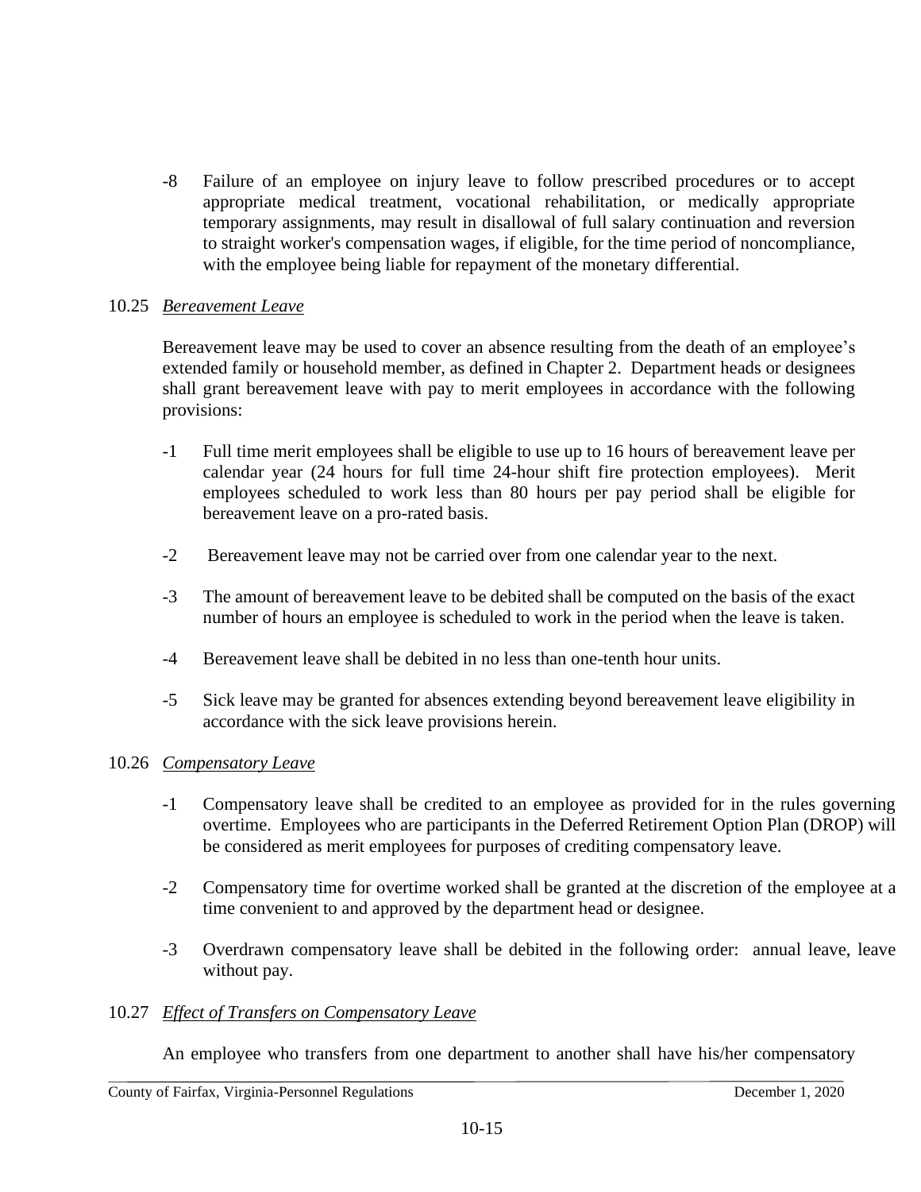-8 Failure of an employee on injury leave to follow prescribed procedures or to accept appropriate medical treatment, vocational rehabilitation, or medically appropriate temporary assignments, may result in disallowal of full salary continuation and reversion to straight worker's compensation wages, if eligible, for the time period of noncompliance, with the employee being liable for repayment of the monetary differential.

## 10.25 *Bereavement Leave*

Bereavement leave may be used to cover an absence resulting from the death of an employee's extended family or household member, as defined in Chapter 2. Department heads or designees shall grant bereavement leave with pay to merit employees in accordance with the following provisions:

-1 Full time merit employees shall be eligible to use up to 16 hours of bereavement leave per calendar year (24 hours for full time 24-hour shift fire protection employees). Merit employees scheduled to work less than 80 hours per pay period shall be eligible for bereavement leave on a pro-rated basis.

-2 Bereavement leave may not be carried over from one calendar year to the next.

-3 The amount of bereavement leave to be debited shall be computed on the basis of the exact number of hours an employee is scheduled to work in the period when the leave is taken.

-4 Bereavement leave shall be debited in no less than one-tenth hour units.

-5 Sick leave may be granted for absences extending beyond bereavement leave eligibility in accordance with the sick leave provisions herein.

## 10.26 *Compensatory Leave*

-1 Compensatory leave shall be credited to an employee as provided for in the rules governing overtime. Employees who are participants in the Deferred Retirement Option Plan (DROP) will be considered as merit employees for purposes of crediting compensatory leave.

-2 Compensatory time for overtime worked shall be granted at the discretion of the employee at a time convenient to and approved by the department head or designee.

-3 Overdrawn compensatory leave shall be debited in the following order: annual leave, leave without pay.

## 10.27 *Effect of Transfers on Compensatory Leave*

An employee who transfers from one department to another shall have his/her compensatory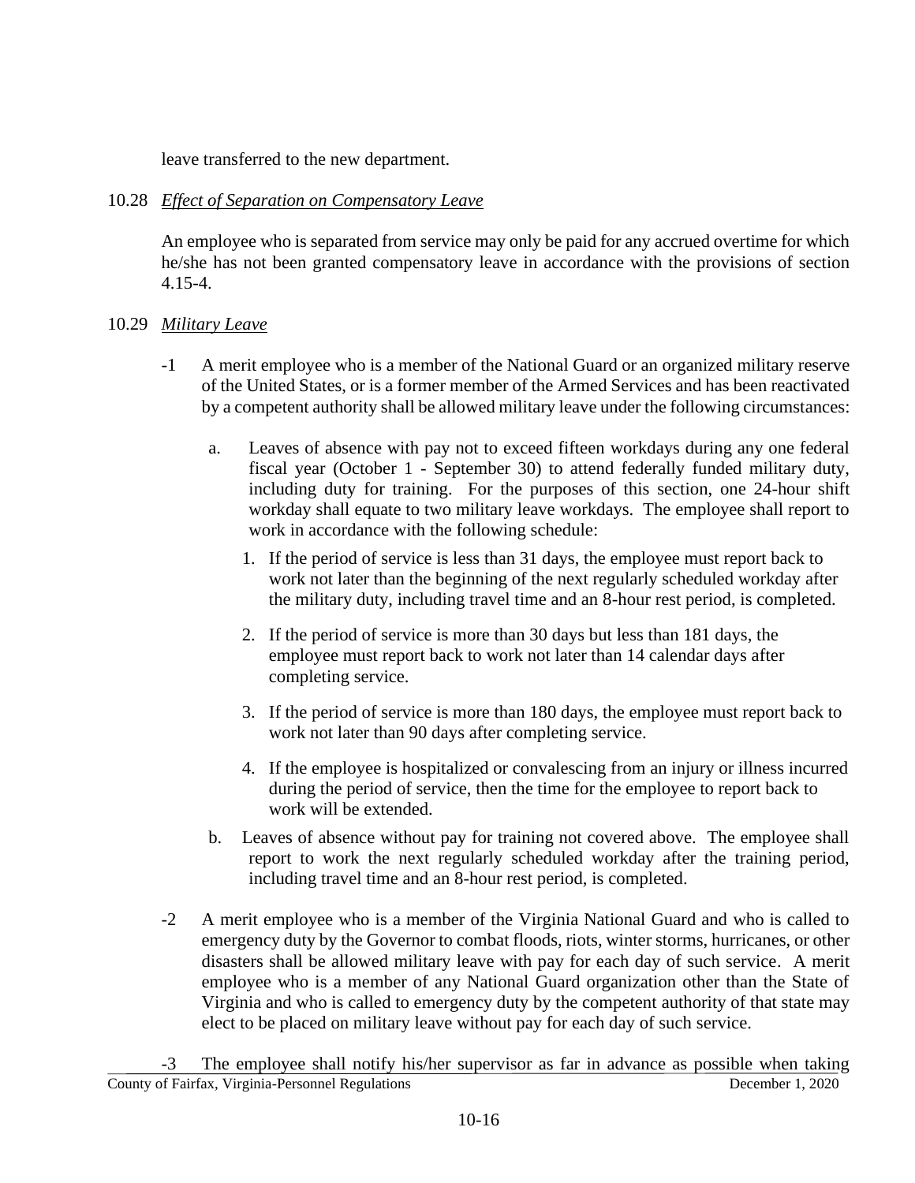leave transferred to the new department.

10.28 *Effect of Separation on Compensatory Leave*

An employee who is separated from service may only be paid for any accrued overtime for which he/she has not been granted compensatory leave in accordance with the provisions of section 4.15-4.

10.29 *Military Leave*

-1 A merit employee who is a member of the National Guard or an organized military reserve of the United States, or is a former member of the Armed Services and has been reactivated by a competent authority shall be allowed military leave under the following circumstances:

a. Leaves of absence with pay not to exceed fifteen workdays during any one federal fiscal year (October 1 - September 30) to attend federally funded military duty, including duty for training. For the purposes of this section, one 24-hour shift workday shall equate to two military leave workdays. The employee shall report to work in accordance with the following schedule:

1. If the period of service is less than 31 days, the employee must report back to work not later than the beginning of the next regularly scheduled workday after the military duty, including travel time and an 8-hour rest period, is completed.

2. If the period of service is more than 30 days but less than 181 days, the employee must report back to work not later than 14 calendar days after completing service.

3. If the period of service is more than 180 days, the employee must report back to work not later than 90 days after completing service.

4. If the employee is hospitalized or convalescing from an injury or illness incurred during the period of service, then the time for the employee to report back to work will be extended.

b. Leaves of absence without pay for training not covered above. The employee shall report to work the next regularly scheduled workday after the training period, including travel time and an 8-hour rest period, is completed.

-2 A merit employee who is a member of the Virginia National Guard and who is called to emergency duty by the Governor to combat floods, riots, winter storms, hurricanes, or other disasters shall be allowed military leave with pay for each day of such service. A merit employee who is a member of any National Guard organization other than the State of Virginia and who is called to emergency duty by the competent authority of that state may elect to be placed on military leave without pay for each day of such service.

-3 The employee shall notify his/her supervisor as far in advance as possible when taking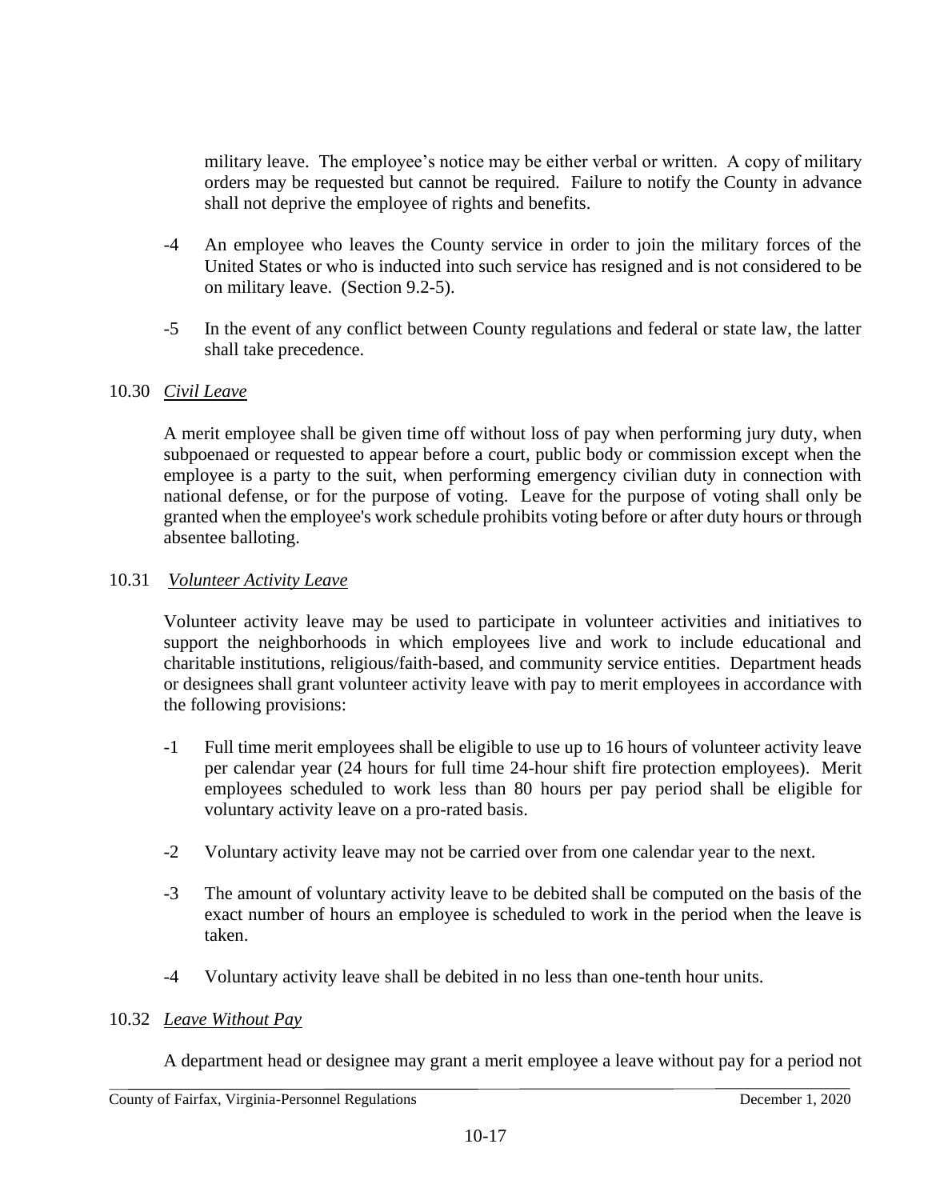military leave. The employee's notice may be either verbal or written. A copy of military orders may be requested but cannot be required. Failure to notify the County in advance shall not deprive the employee of rights and benefits.

-4 An employee who leaves the County service in order to join the military forces of the United States or who is inducted into such service has resigned and is not considered to be on military leave. (Section 9.2-5).

-5 In the event of any conflict between County regulations and federal or state law, the latter shall take precedence.

10.30 *Civil Leave*

A merit employee shall be given time off without loss of pay when performing jury duty, when subpoenaed or requested to appear before a court, public body or commission except when the employee is a party to the suit, when performing emergency civilian duty in connection with national defense, or for the purpose of voting. Leave for the purpose of voting shall only be granted when the employee's work schedule prohibits voting before or after duty hours or through absentee balloting.

10.31 *Volunteer Activity Leave*

Volunteer activity leave may be used to participate in volunteer activities and initiatives to support the neighborhoods in which employees live and work to include educational and charitable institutions, religious/faith-based, and community service entities. Department heads or designees shall grant volunteer activity leave with pay to merit employees in accordance with the following provisions:

-1 Full time merit employees shall be eligible to use up to 16 hours of volunteer activity leave per calendar year (24 hours for full time 24-hour shift fire protection employees). Merit employees scheduled to work less than 80 hours per pay period shall be eligible for voluntary activity leave on a pro-rated basis.

-2 Voluntary activity leave may not be carried over from one calendar year to the next.

-3 The amount of voluntary activity leave to be debited shall be computed on the basis of the exact number of hours an employee is scheduled to work in the period when the leave is taken.

-4 Voluntary activity leave shall be debited in no less than one-tenth hour units.

10.32 *Leave Without Pay*

A department head or designee may grant a merit employee a leave without pay for a period not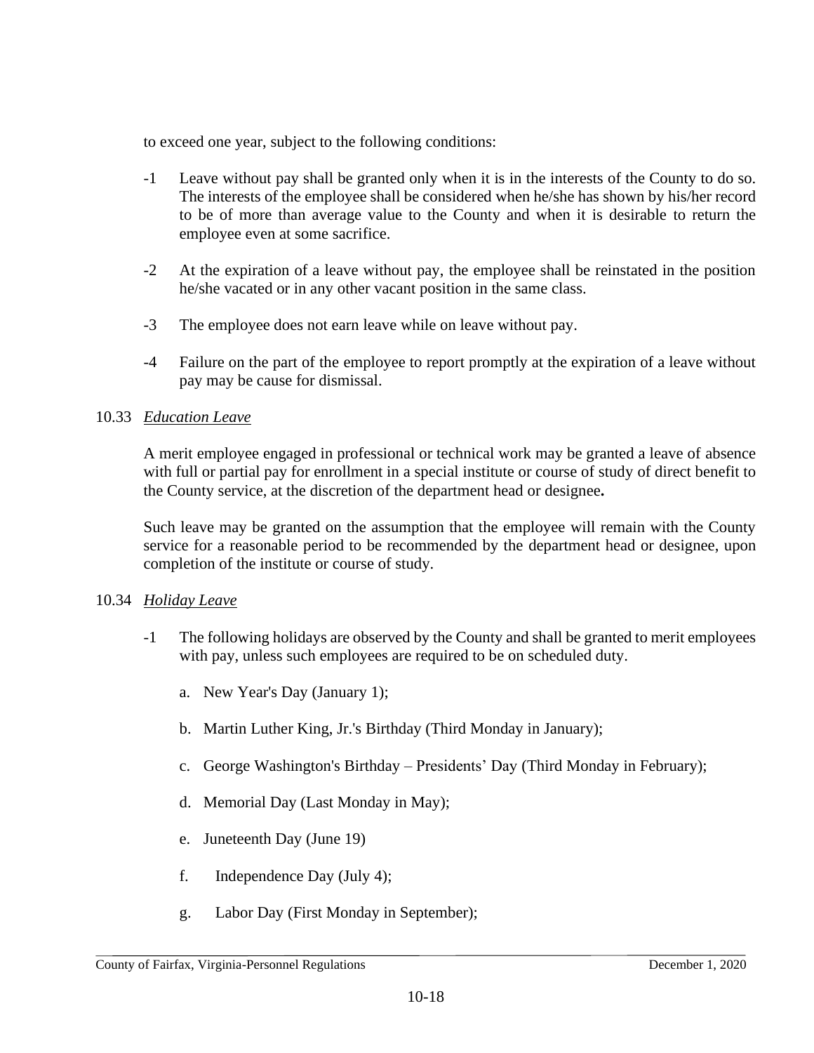to exceed one year, subject to the following conditions:

-1 Leave without pay shall be granted only when it is in the interests of the County to do so. The interests of the employee shall be considered when he/she has shown by his/her record to be of more than average value to the County and when it is desirable to return the employee even at some sacrifice.

-2 At the expiration of a leave without pay, the employee shall be reinstated in the position he/she vacated or in any other vacant position in the same class.

-3 The employee does not earn leave while on leave without pay.

-4 Failure on the part of the employee to report promptly at the expiration of a leave without pay may be cause for dismissal.

10.33 *Education Leave*

A merit employee engaged in professional or technical work may be granted a leave of absence with full or partial pay for enrollment in a special institute or course of study of direct benefit to the County service, at the discretion of the department head or designee**.**

Such leave may be granted on the assumption that the employee will remain with the County service for a reasonable period to be recommended by the department head or designee, upon completion of the institute or course of study.

10.34 *Holiday Leave*

-1 The following holidays are observed by the County and shall be granted to merit employees with pay, unless such employees are required to be on scheduled duty.

a. New Year's Day (January 1);

b. Martin Luther King, Jr.'s Birthday (Third Monday in January);

c. George Washington's Birthday – Presidents' Day (Third Monday in February);

d. Memorial Day (Last Monday in May);

e. Juneteenth Day (June 19)

f. Independence Day (July 4);

g. Labor Day (First Monday in September);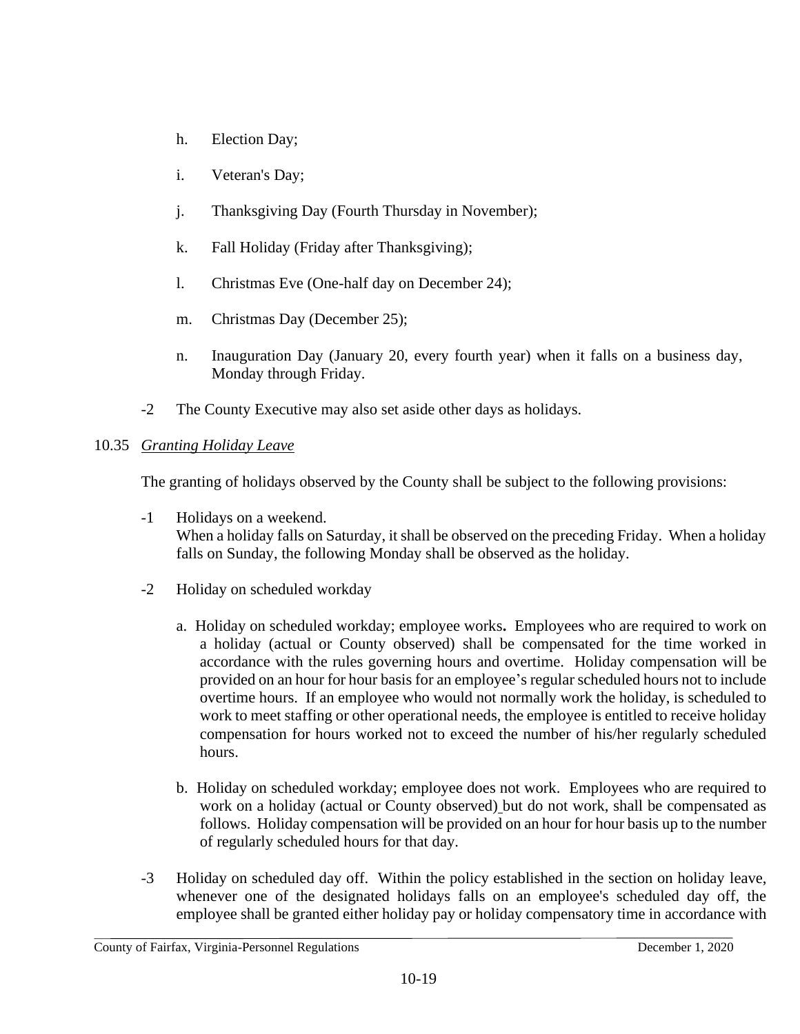h. Election Day;

i. Veteran's Day;

j. Thanksgiving Day (Fourth Thursday in November);

k. Fall Holiday (Friday after Thanksgiving);

l. Christmas Eve (One-half day on December 24);

m. Christmas Day (December 25);

n. Inauguration Day (January 20, every fourth year) when it falls on a business day, Monday through Friday.

-2 The County Executive may also set aside other days as holidays.

10.35 *Granting Holiday Leave*

The granting of holidays observed by the County shall be subject to the following provisions:

-1 Holidays on a weekend.
When a holiday falls on Saturday, it shall be observed on the preceding Friday. When a holiday falls on Sunday, the following Monday shall be observed as the holiday.

-2 Holiday on scheduled workday

a. Holiday on scheduled workday; employee works**.** Employees who are required to work on a holiday (actual or County observed) shall be compensated for the time worked in accordance with the rules governing hours and overtime. Holiday compensation will be provided on an hour for hour basis for an employee's regular scheduled hours not to include overtime hours. If an employee who would not normally work the holiday, is scheduled to work to meet staffing or other operational needs, the employee is entitled to receive holiday compensation for hours worked not to exceed the number of his/her regularly scheduled hours.

b. Holiday on scheduled workday; employee does not work. Employees who are required to work on a holiday (actual or County observed) but do not work, shall be compensated as follows. Holiday compensation will be provided on an hour for hour basis up to the number of regularly scheduled hours for that day.

-3 Holiday on scheduled day off. Within the policy established in the section on holiday leave, whenever one of the designated holidays falls on an employee's scheduled day off, the employee shall be granted either holiday pay or holiday compensatory time in accordance with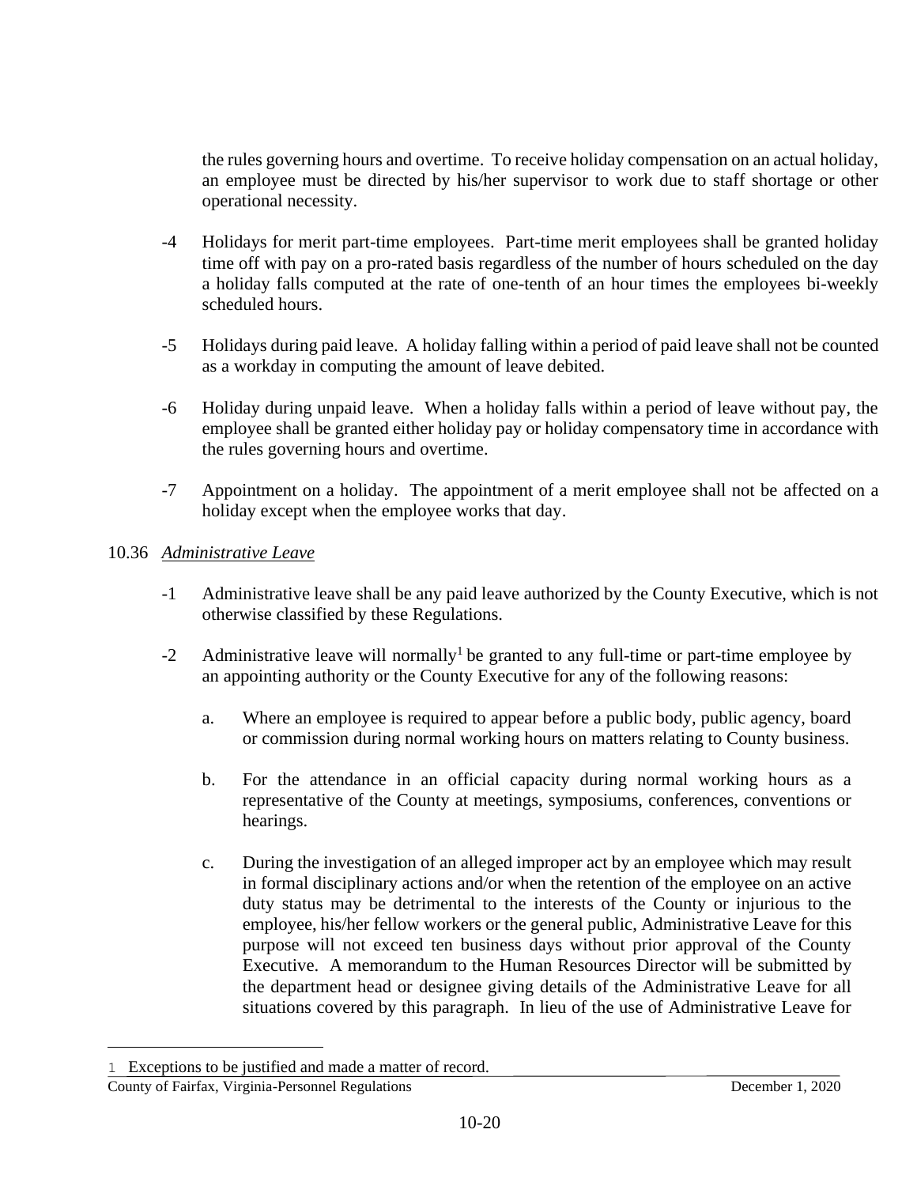the rules governing hours and overtime. To receive holiday compensation on an actual holiday, an employee must be directed by his/her supervisor to work due to staff shortage or other operational necessity.

-4 Holidays for merit part-time employees. Part-time merit employees shall be granted holiday time off with pay on a pro-rated basis regardless of the number of hours scheduled on the day a holiday falls computed at the rate of one-tenth of an hour times the employees bi-weekly scheduled hours.

-5 Holidays during paid leave. A holiday falling within a period of paid leave shall not be counted as a workday in computing the amount of leave debited.

-6 Holiday during unpaid leave. When a holiday falls within a period of leave without pay, the employee shall be granted either holiday pay or holiday compensatory time in accordance with the rules governing hours and overtime.

-7 Appointment on a holiday. The appointment of a merit employee shall not be affected on a holiday except when the employee works that day.

10.36 *Administrative Leave*

-1 Administrative leave shall be any paid leave authorized by the County Executive, which is not otherwise classified by these Regulations.

-2 Administrative leave will normally[1] be granted to any full-time or part-time employee by an appointing authority or the County Executive for any of the following reasons:

a. Where an employee is required to appear before a public body, public agency, board or commission during normal working hours on matters relating to County business.

b. For the attendance in an official capacity during normal working hours as a representative of the County at meetings, symposiums, conferences, conventions or hearings.

c. During the investigation of an alleged improper act by an employee which may result in formal disciplinary actions and/or when the retention of the employee on an active duty status may be detrimental to the interests of the County or injurious to the employee, his/her fellow workers or the general public, Administrative Leave for this purpose will not exceed ten business days without prior approval of the County Executive. A memorandum to the Human Resources Director will be submitted by the department head or designee giving details of the Administrative Leave for all situations covered by this paragraph. In lieu of the use of Administrative Leave for

[1] Exceptions to be justified and made a matter of record.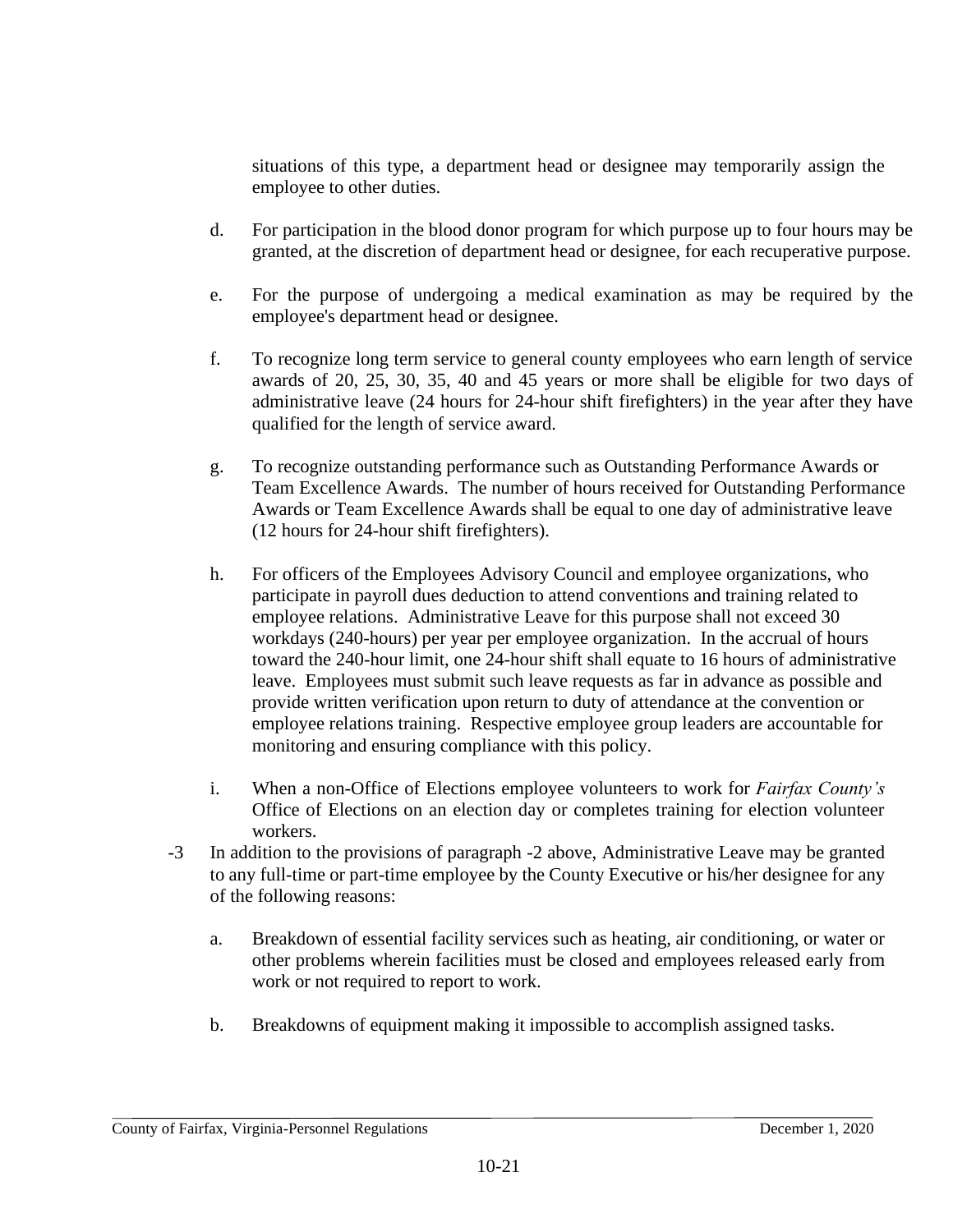situations of this type, a department head or designee may temporarily assign the employee to other duties.

d. For participation in the blood donor program for which purpose up to four hours may be granted, at the discretion of department head or designee, for each recuperative purpose.

e. For the purpose of undergoing a medical examination as may be required by the employee's department head or designee.

f. To recognize long term service to general county employees who earn length of service awards of 20, 25, 30, 35, 40 and 45 years or more shall be eligible for two days of administrative leave (24 hours for 24-hour shift firefighters) in the year after they have qualified for the length of service award.

g. To recognize outstanding performance such as Outstanding Performance Awards or Team Excellence Awards. The number of hours received for Outstanding Performance Awards or Team Excellence Awards shall be equal to one day of administrative leave (12 hours for 24-hour shift firefighters).

h. For officers of the Employees Advisory Council and employee organizations, who participate in payroll dues deduction to attend conventions and training related to employee relations. Administrative Leave for this purpose shall not exceed 30 workdays (240-hours) per year per employee organization. In the accrual of hours toward the 240-hour limit, one 24-hour shift shall equate to 16 hours of administrative leave. Employees must submit such leave requests as far in advance as possible and provide written verification upon return to duty of attendance at the convention or employee relations training. Respective employee group leaders are accountable for monitoring and ensuring compliance with this policy.

i. When a non-Office of Elections employee volunteers to work for *Fairfax County's* Office of Elections on an election day or completes training for election volunteer workers.

-3 In addition to the provisions of paragraph -2 above, Administrative Leave may be granted to any full-time or part-time employee by the County Executive or his/her designee for any of the following reasons:

a. Breakdown of essential facility services such as heating, air conditioning, or water or other problems wherein facilities must be closed and employees released early from work or not required to report to work.

b. Breakdowns of equipment making it impossible to accomplish assigned tasks.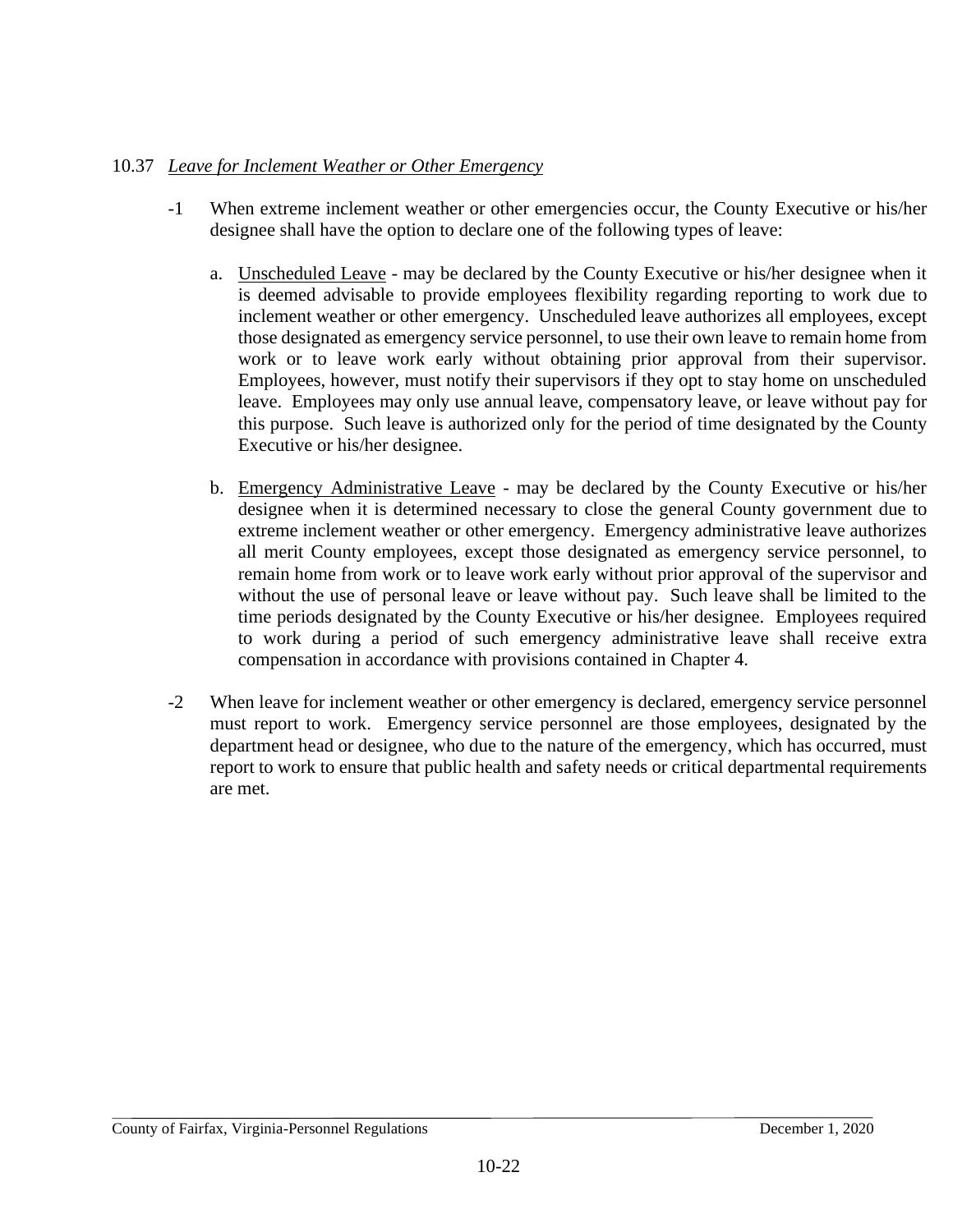## 10.37 *Leave for Inclement Weather or Other Emergency*

-1 When extreme inclement weather or other emergencies occur, the County Executive or his/her designee shall have the option to declare one of the following types of leave:

a. Unscheduled Leave - may be declared by the County Executive or his/her designee when it is deemed advisable to provide employees flexibility regarding reporting to work due to inclement weather or other emergency. Unscheduled leave authorizes all employees, except those designated as emergency service personnel, to use their own leave to remain home from work or to leave work early without obtaining prior approval from their supervisor. Employees, however, must notify their supervisors if they opt to stay home on unscheduled leave. Employees may only use annual leave, compensatory leave, or leave without pay for this purpose. Such leave is authorized only for the period of time designated by the County Executive or his/her designee.

b. Emergency Administrative Leave - may be declared by the County Executive or his/her designee when it is determined necessary to close the general County government due to extreme inclement weather or other emergency. Emergency administrative leave authorizes all merit County employees, except those designated as emergency service personnel, to remain home from work or to leave work early without prior approval of the supervisor and without the use of personal leave or leave without pay. Such leave shall be limited to the time periods designated by the County Executive or his/her designee. Employees required to work during a period of such emergency administrative leave shall receive extra compensation in accordance with provisions contained in Chapter 4.

-2 When leave for inclement weather or other emergency is declared, emergency service personnel must report to work. Emergency service personnel are those employees, designated by the department head or designee, who due to the nature of the emergency, which has occurred, must report to work to ensure that public health and safety needs or critical departmental requirements are met.